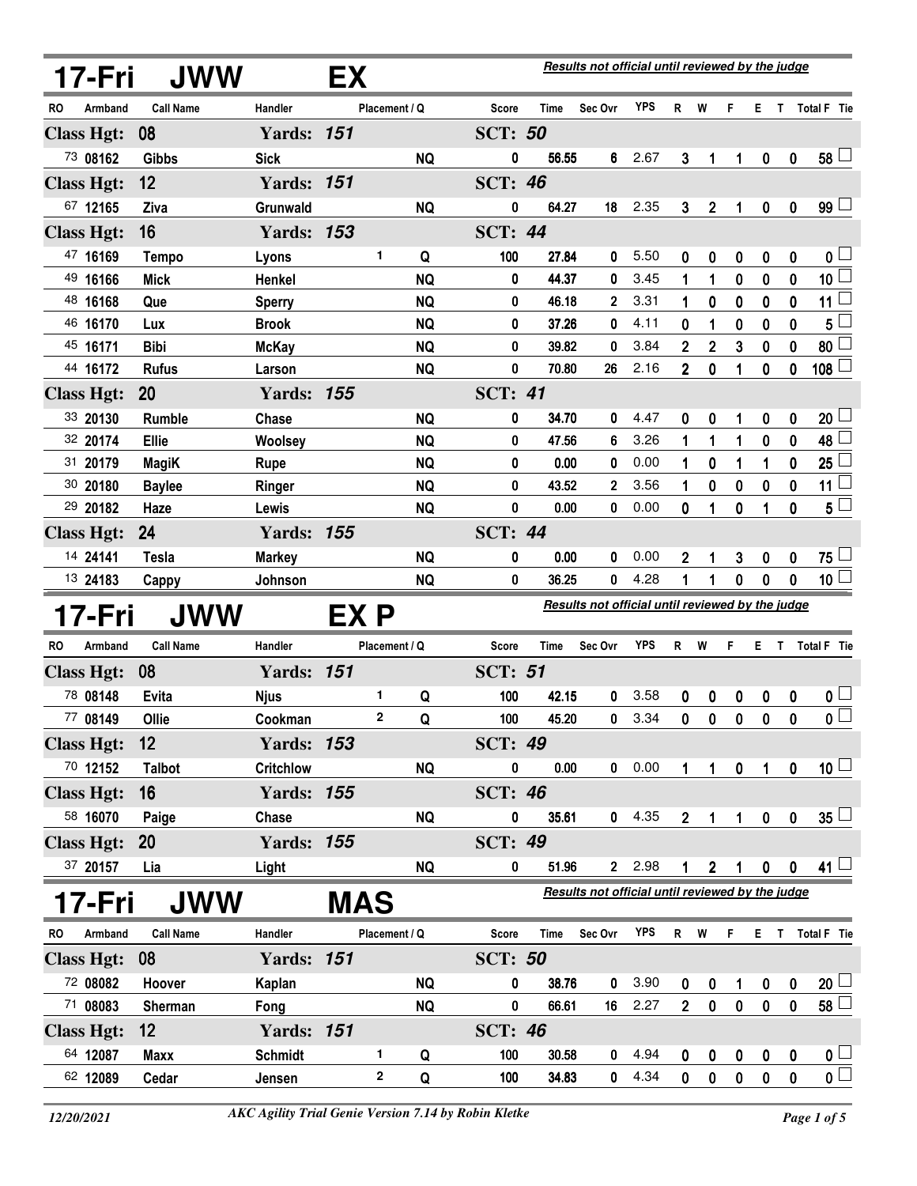## 17-Fri JWW EX

*Results not official until reviewed by the judge*

| RO | Armband | Call Name | Handler | Placement / Q | | Score | Time | Sec Ovr | YPS | R | W | F | E | T | Total F | Tie |
|---|---|---|---|---|---|---|---|---|---|---|---|---|---|---|---|---|
| **Class Hgt: 08** | | | **Yards: 151** | | | **SCT: 50** | | | | | | | | | | |
| 73 | 08162 | Gibbs | Sick | | NQ | 0 | 56.55 | 6 | 2.67 | 3 | 1 | 1 | 0 | 0 | 58 | ☐ |
| **Class Hgt: 12** | | | **Yards: 151** | | | **SCT: 46** | | | | | | | | | | |
| 67 | 12165 | Ziva | Grunwald | | NQ | 0 | 64.27 | 18 | 2.35 | 3 | 2 | 1 | 0 | 0 | 99 | ☐ |
| **Class Hgt: 16** | | | **Yards: 153** | | | **SCT: 44** | | | | | | | | | | |
| 47 | 16169 | Tempo | Lyons | 1 | Q | 100 | 27.84 | 0 | 5.50 | 0 | 0 | 0 | 0 | 0 | 0 | ☐ |
| 49 | 16166 | Mick | Henkel | | NQ | 0 | 44.37 | 0 | 3.45 | 1 | 1 | 0 | 0 | 0 | 10 | ☐ |
| 48 | 16168 | Que | Sperry | | NQ | 0 | 46.18 | 2 | 3.31 | 1 | 0 | 0 | 0 | 0 | 11 | ☐ |
| 46 | 16170 | Lux | Brook | | NQ | 0 | 37.26 | 0 | 4.11 | 0 | 1 | 0 | 0 | 0 | 5 | ☐ |
| 45 | 16171 | Bibi | McKay | | NQ | 0 | 39.82 | 0 | 3.84 | 2 | 2 | 3 | 0 | 0 | 80 | ☐ |
| 44 | 16172 | Rufus | Larson | | NQ | 0 | 70.80 | 26 | 2.16 | 2 | 0 | 1 | 0 | 0 | 108 | ☐ |
| **Class Hgt: 20** | | | **Yards: 155** | | | **SCT: 41** | | | | | | | | | | |
| 33 | 20130 | Rumble | Chase | | NQ | 0 | 34.70 | 0 | 4.47 | 0 | 0 | 1 | 0 | 0 | 20 | ☐ |
| 32 | 20174 | Ellie | Woolsey | | NQ | 0 | 47.56 | 6 | 3.26 | 1 | 1 | 1 | 0 | 0 | 48 | ☐ |
| 31 | 20179 | MagiK | Rupe | | NQ | 0 | 0.00 | 0 | 0.00 | 1 | 0 | 1 | 1 | 0 | 25 | ☐ |
| 30 | 20180 | Baylee | Ringer | | NQ | 0 | 43.52 | 2 | 3.56 | 1 | 0 | 0 | 0 | 0 | 11 | ☐ |
| 29 | 20182 | Haze | Lewis | | NQ | 0 | 0.00 | 0 | 0.00 | 0 | 1 | 0 | 1 | 0 | 5 | ☐ |
| **Class Hgt: 24** | | | **Yards: 155** | | | **SCT: 44** | | | | | | | | | | |
| 14 | 24141 | Tesla | Markey | | NQ | 0 | 0.00 | 0 | 0.00 | 2 | 1 | 3 | 0 | 0 | 75 | ☐ |
| 13 | 24183 | Cappy | Johnson | | NQ | 0 | 36.25 | 0 | 4.28 | 1 | 1 | 0 | 0 | 0 | 10 | ☐ |

## 17-Fri JWW EX P

*Results not official until reviewed by the judge*

| RO | Armband | Call Name | Handler | Placement / Q | | Score | Time | Sec Ovr | YPS | R | W | F | E | T | Total F | Tie |
|---|---|---|---|---|---|---|---|---|---|---|---|---|---|---|---|---|
| **Class Hgt: 08** | | | **Yards: 151** | | | **SCT: 51** | | | | | | | | | | |
| 78 | 08148 | Evita | Njus | 1 | Q | 100 | 42.15 | 0 | 3.58 | 0 | 0 | 0 | 0 | 0 | 0 | ☐ |
| 77 | 08149 | Ollie | Cookman | 2 | Q | 100 | 45.20 | 0 | 3.34 | 0 | 0 | 0 | 0 | 0 | 0 | ☐ |
| **Class Hgt: 12** | | | **Yards: 153** | | | **SCT: 49** | | | | | | | | | | |
| 70 | 12152 | Talbot | Critchlow | | NQ | 0 | 0.00 | 0 | 0.00 | 1 | 1 | 0 | 1 | 0 | 10 | ☐ |
| **Class Hgt: 16** | | | **Yards: 155** | | | **SCT: 46** | | | | | | | | | | |
| 58 | 16070 | Paige | Chase | | NQ | 0 | 35.61 | 0 | 4.35 | 2 | 1 | 1 | 0 | 0 | 35 | ☐ |
| **Class Hgt: 20** | | | **Yards: 155** | | | **SCT: 49** | | | | | | | | | | |
| 37 | 20157 | Lia | Light | | NQ | 0 | 51.96 | 2 | 2.98 | 1 | 2 | 1 | 0 | 0 | 41 | ☐ |

## 17-Fri JWW MAS

*Results not official until reviewed by the judge*

| RO | Armband | Call Name | Handler | Placement / Q | | Score | Time | Sec Ovr | YPS | R | W | F | E | T | Total F | Tie |
|---|---|---|---|---|---|---|---|---|---|---|---|---|---|---|---|---|
| **Class Hgt: 08** | | | **Yards: 151** | | | **SCT: 50** | | | | | | | | | | |
| 72 | 08082 | Hoover | Kaplan | | NQ | 0 | 38.76 | 0 | 3.90 | 0 | 0 | 1 | 0 | 0 | 20 | ☐ |
| 71 | 08083 | Sherman | Fong | | NQ | 0 | 66.61 | 16 | 2.27 | 2 | 0 | 0 | 0 | 0 | 58 | ☐ |
| **Class Hgt: 12** | | | **Yards: 151** | | | **SCT: 46** | | | | | | | | | | |
| 64 | 12087 | Maxx | Schmidt | 1 | Q | 100 | 30.58 | 0 | 4.94 | 0 | 0 | 0 | 0 | 0 | 0 | ☐ |
| 62 | 12089 | Cedar | Jensen | 2 | Q | 100 | 34.83 | 0 | 4.34 | 0 | 0 | 0 | 0 | 0 | 0 | ☐ |

*12/20/2021* *AKC Agility Trial Genie Version 7.14 by Robin Kletke*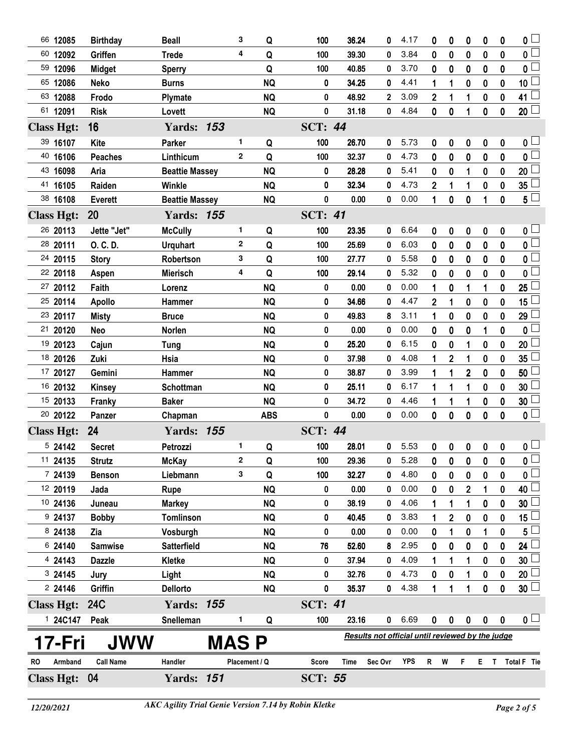| RO | Armband | Call Name | Handler | Placement | Q | Score | Time | Sec Ovr | YPS | R | W | F | E | T | Total F | Tie |
|---|---|---|---|---|---|---|---|---|---|---|---|---|---|---|---|---|
| 66 | 12085 | Birthday | Beall | 3 | Q | 100 | 36.24 | 0 | 4.17 | 0 | 0 | 0 | 0 | 0 | 0 | |
| 60 | 12092 | Griffen | Trede | 4 | Q | 100 | 39.30 | 0 | 3.84 | 0 | 0 | 0 | 0 | 0 | 0 | |
| 59 | 12096 | Midget | Sperry | | Q | 100 | 40.85 | 0 | 3.70 | 0 | 0 | 0 | 0 | 0 | 0 | |
| 65 | 12086 | Neko | Burns | | NQ | 0 | 34.25 | 0 | 4.41 | 1 | 1 | 0 | 0 | 0 | 10 | |
| 63 | 12088 | Frodo | Plymate | | NQ | 0 | 48.92 | 2 | 3.09 | 2 | 1 | 1 | 0 | 0 | 41 | |
| 61 | 12091 | Risk | Lovett | | NQ | 0 | 31.18 | 0 | 4.84 | 0 | 0 | 1 | 0 | 0 | 20 | |

**Class Hgt: 16 Yards: 153 SCT: 44**

| RO | Armband | Call Name | Handler | Placement | Q | Score | Time | Sec Ovr | YPS | R | W | F | E | T | Total F | Tie |
|---|---|---|---|---|---|---|---|---|---|---|---|---|---|---|---|---|
| 39 | 16107 | Kite | Parker | 1 | Q | 100 | 26.70 | 0 | 5.73 | 0 | 0 | 0 | 0 | 0 | 0 | |
| 40 | 16106 | Peaches | Linthicum | 2 | Q | 100 | 32.37 | 0 | 4.73 | 0 | 0 | 0 | 0 | 0 | 0 | |
| 43 | 16098 | Aria | Beattie Massey | | NQ | 0 | 28.28 | 0 | 5.41 | 0 | 0 | 1 | 0 | 0 | 20 | |
| 41 | 16105 | Raiden | Winkle | | NQ | 0 | 32.34 | 0 | 4.73 | 2 | 1 | 1 | 0 | 0 | 35 | |
| 38 | 16108 | Everett | Beattie Massey | | NQ | 0 | 0.00 | 0 | 0.00 | 1 | 0 | 0 | 1 | 0 | 5 | |

**Class Hgt: 20 Yards: 155 SCT: 41**

| RO | Armband | Call Name | Handler | Placement | Q | Score | Time | Sec Ovr | YPS | R | W | F | E | T | Total F | Tie |
|---|---|---|---|---|---|---|---|---|---|---|---|---|---|---|---|---|
| 26 | 20113 | Jette "Jet" | McCully | 1 | Q | 100 | 23.35 | 0 | 6.64 | 0 | 0 | 0 | 0 | 0 | 0 | |
| 28 | 20111 | O. C. D. | Urquhart | 2 | Q | 100 | 25.69 | 0 | 6.03 | 0 | 0 | 0 | 0 | 0 | 0 | |
| 24 | 20115 | Story | Robertson | 3 | Q | 100 | 27.77 | 0 | 5.58 | 0 | 0 | 0 | 0 | 0 | 0 | |
| 22 | 20118 | Aspen | Mierisch | 4 | Q | 100 | 29.14 | 0 | 5.32 | 0 | 0 | 0 | 0 | 0 | 0 | |
| 27 | 20112 | Faith | Lorenz | | NQ | 0 | 0.00 | 0 | 0.00 | 1 | 0 | 1 | 1 | 0 | 25 | |
| 25 | 20114 | Apollo | Hammer | | NQ | 0 | 34.66 | 0 | 4.47 | 2 | 1 | 0 | 0 | 0 | 15 | |
| 23 | 20117 | Misty | Bruce | | NQ | 0 | 49.83 | 8 | 3.11 | 1 | 0 | 0 | 0 | 0 | 29 | |
| 21 | 20120 | Neo | Norlen | | NQ | 0 | 0.00 | 0 | 0.00 | 0 | 0 | 0 | 1 | 0 | 0 | |
| 19 | 20123 | Cajun | Tung | | NQ | 0 | 25.20 | 0 | 6.15 | 0 | 0 | 1 | 0 | 0 | 20 | |
| 18 | 20126 | Zuki | Hsia | | NQ | 0 | 37.98 | 0 | 4.08 | 1 | 2 | 1 | 0 | 0 | 35 | |
| 17 | 20127 | Gemini | Hammer | | NQ | 0 | 38.87 | 0 | 3.99 | 1 | 1 | 2 | 0 | 0 | 50 | |
| 16 | 20132 | Kinsey | Schottman | | NQ | 0 | 25.11 | 0 | 6.17 | 1 | 1 | 1 | 0 | 0 | 30 | |
| 15 | 20133 | Franky | Baker | | NQ | 0 | 34.72 | 0 | 4.46 | 1 | 1 | 1 | 0 | 0 | 30 | |
| 20 | 20122 | Panzer | Chapman | | ABS | 0 | 0.00 | 0 | 0.00 | 0 | 0 | 0 | 0 | 0 | 0 | |

**Class Hgt: 24 Yards: 155 SCT: 44**

| RO | Armband | Call Name | Handler | Placement | Q | Score | Time | Sec Ovr | YPS | R | W | F | E | T | Total F | Tie |
|---|---|---|---|---|---|---|---|---|---|---|---|---|---|---|---|---|
| 5 | 24142 | Secret | Petrozzi | 1 | Q | 100 | 28.01 | 0 | 5.53 | 0 | 0 | 0 | 0 | 0 | 0 | |
| 11 | 24135 | Strutz | McKay | 2 | Q | 100 | 29.36 | 0 | 5.28 | 0 | 0 | 0 | 0 | 0 | 0 | |
| 7 | 24139 | Benson | Liebmann | 3 | Q | 100 | 32.27 | 0 | 4.80 | 0 | 0 | 0 | 0 | 0 | 0 | |
| 12 | 20119 | Jada | Rupe | | NQ | 0 | 0.00 | 0 | 0.00 | 0 | 0 | 2 | 1 | 0 | 40 | |
| 10 | 24136 | Juneau | Markey | | NQ | 0 | 38.19 | 0 | 4.06 | 1 | 1 | 1 | 0 | 0 | 30 | |
| 9 | 24137 | Bobby | Tomlinson | | NQ | 0 | 40.45 | 0 | 3.83 | 1 | 2 | 0 | 0 | 0 | 15 | |
| 8 | 24138 | Zia | Vosburgh | | NQ | 0 | 0.00 | 0 | 0.00 | 0 | 1 | 0 | 1 | 0 | 5 | |
| 6 | 24140 | Samwise | Satterfield | | NQ | 76 | 52.60 | 8 | 2.95 | 0 | 0 | 0 | 0 | 0 | 24 | |
| 4 | 24143 | Dazzle | Kletke | | NQ | 0 | 37.94 | 0 | 4.09 | 1 | 1 | 1 | 0 | 0 | 30 | |
| 3 | 24145 | Jury | Light | | NQ | 0 | 32.76 | 0 | 4.73 | 0 | 0 | 1 | 0 | 0 | 20 | |
| 2 | 24146 | Griffin | Dellorto | | NQ | 0 | 35.37 | 0 | 4.38 | 1 | 1 | 1 | 0 | 0 | 30 | |

**Class Hgt: 24C Yards: 155 SCT: 41**

| RO | Armband | Call Name | Handler | Placement | Q | Score | Time | Sec Ovr | YPS | R | W | F | E | T | Total F | Tie |
|---|---|---|---|---|---|---|---|---|---|---|---|---|---|---|---|---|
| 1 | 24C147 | Peak | Snelleman | 1 | Q | 100 | 23.16 | 0 | 6.69 | 0 | 0 | 0 | 0 | 0 | 0 | |

## 17-Fri JWW MAS P

*Results not official until reviewed by the judge*

| RO | Armband | Call Name | Handler | Placement / Q | Score | Time | Sec Ovr | YPS | R | W | F | E | T | Total F | Tie |
|---|---|---|---|---|---|---|---|---|---|---|---|---|---|---|---|

**Class Hgt: 04 Yards: 151 SCT: 55**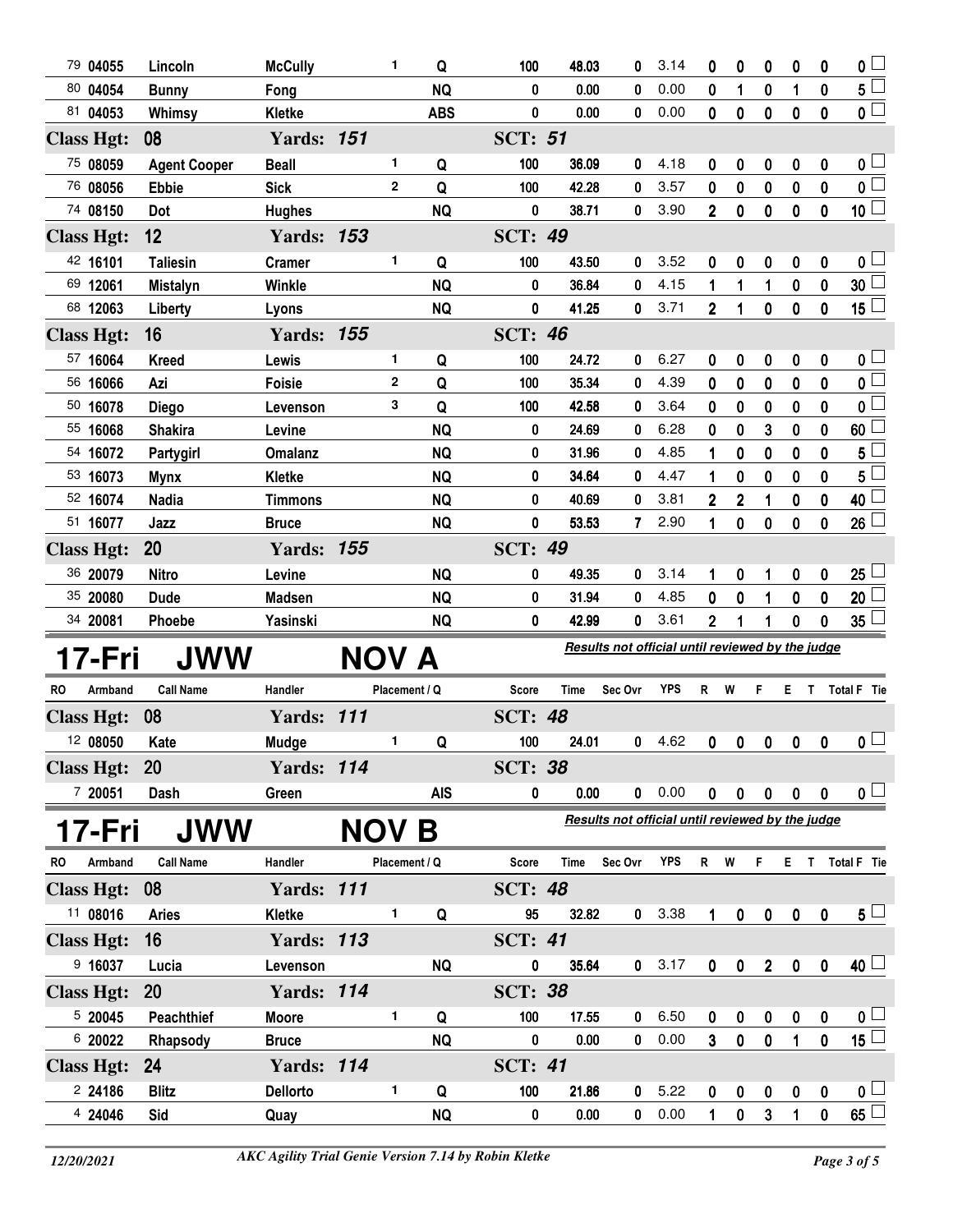| RO | Armband | Call Name | Handler | Placement | Q | Score | Time | Sec Ovr | YPS | R | W | F | E | T | Total F | Tie |
|---|---|---|---|---|---|---|---|---|---|---|---|---|---|---|---|---|
| 79 | 04055 | Lincoln | McCully | 1 | Q | 100 | 48.03 | 0 | 3.14 | 0 | 0 | 0 | 0 | 0 | 0 | |
| 80 | 04054 | Bunny | Fong | | NQ | 0 | 0.00 | 0 | 0.00 | 0 | 1 | 0 | 1 | 0 | 5 | |
| 81 | 04053 | Whimsy | Kletke | | ABS | 0 | 0.00 | 0 | 0.00 | 0 | 0 | 0 | 0 | 0 | 0 | |
| **Class Hgt: 08** | | | **Yards: 151** | | | **SCT: 51** | | | | | | | | | | |
| 75 | 08059 | Agent Cooper | Beall | 1 | Q | 100 | 36.09 | 0 | 4.18 | 0 | 0 | 0 | 0 | 0 | 0 | |
| 76 | 08056 | Ebbie | Sick | 2 | Q | 100 | 42.28 | 0 | 3.57 | 0 | 0 | 0 | 0 | 0 | 0 | |
| 74 | 08150 | Dot | Hughes | | NQ | 0 | 38.71 | 0 | 3.90 | 2 | 0 | 0 | 0 | 0 | 10 | |
| **Class Hgt: 12** | | | **Yards: 153** | | | **SCT: 49** | | | | | | | | | | |
| 42 | 16101 | Taliesin | Cramer | 1 | Q | 100 | 43.50 | 0 | 3.52 | 0 | 0 | 0 | 0 | 0 | 0 | |
| 69 | 12061 | Mistalyn | Winkle | | NQ | 0 | 36.84 | 0 | 4.15 | 1 | 1 | 1 | 0 | 0 | 30 | |
| 68 | 12063 | Liberty | Lyons | | NQ | 0 | 41.25 | 0 | 3.71 | 2 | 1 | 0 | 0 | 0 | 15 | |
| **Class Hgt: 16** | | | **Yards: 155** | | | **SCT: 46** | | | | | | | | | | |
| 57 | 16064 | Kreed | Lewis | 1 | Q | 100 | 24.72 | 0 | 6.27 | 0 | 0 | 0 | 0 | 0 | 0 | |
| 56 | 16066 | Azi | Foisie | 2 | Q | 100 | 35.34 | 0 | 4.39 | 0 | 0 | 0 | 0 | 0 | 0 | |
| 50 | 16078 | Diego | Levenson | 3 | Q | 100 | 42.58 | 0 | 3.64 | 0 | 0 | 0 | 0 | 0 | 0 | |
| 55 | 16068 | Shakira | Levine | | NQ | 0 | 24.69 | 0 | 6.28 | 0 | 0 | 3 | 0 | 0 | 60 | |
| 54 | 16072 | Partygirl | Omalanz | | NQ | 0 | 31.96 | 0 | 4.85 | 1 | 0 | 0 | 0 | 0 | 5 | |
| 53 | 16073 | Mynx | Kletke | | NQ | 0 | 34.64 | 0 | 4.47 | 1 | 0 | 0 | 0 | 0 | 5 | |
| 52 | 16074 | Nadia | Timmons | | NQ | 0 | 40.69 | 0 | 3.81 | 2 | 2 | 1 | 0 | 0 | 40 | |
| 51 | 16077 | Jazz | Bruce | | NQ | 0 | 53.53 | 7 | 2.90 | 1 | 0 | 0 | 0 | 0 | 26 | |
| **Class Hgt: 20** | | | **Yards: 155** | | | **SCT: 49** | | | | | | | | | | |
| 36 | 20079 | Nitro | Levine | | NQ | 0 | 49.35 | 0 | 3.14 | 1 | 0 | 1 | 0 | 0 | 25 | |
| 35 | 20080 | Dude | Madsen | | NQ | 0 | 31.94 | 0 | 4.85 | 0 | 0 | 1 | 0 | 0 | 20 | |
| 34 | 20081 | Phoebe | Yasinski | | NQ | 0 | 42.99 | 0 | 3.61 | 2 | 1 | 1 | 0 | 0 | 35 | |

# 17-Fri JWW NOV A

*Results not official until reviewed by the judge*

| RO | Armband | Call Name | Handler | Placement | Q | Score | Time | Sec Ovr | YPS | R | W | F | E | T | Total F | Tie |
|---|---|---|---|---|---|---|---|---|---|---|---|---|---|---|---|---|
| **Class Hgt: 08** | | | **Yards: 111** | | | **SCT: 48** | | | | | | | | | | |
| 12 | 08050 | Kate | Mudge | 1 | Q | 100 | 24.01 | 0 | 4.62 | 0 | 0 | 0 | 0 | 0 | 0 | |
| **Class Hgt: 20** | | | **Yards: 114** | | | **SCT: 38** | | | | | | | | | | |
| 7 | 20051 | Dash | Green | | AIS | 0 | 0.00 | 0 | 0.00 | 0 | 0 | 0 | 0 | 0 | 0 | |

# 17-Fri JWW NOV B

*Results not official until reviewed by the judge*

| RO | Armband | Call Name | Handler | Placement | Q | Score | Time | Sec Ovr | YPS | R | W | F | E | T | Total F | Tie |
|---|---|---|---|---|---|---|---|---|---|---|---|---|---|---|---|---|
| **Class Hgt: 08** | | | **Yards: 111** | | | **SCT: 48** | | | | | | | | | | |
| 11 | 08016 | Aries | Kletke | 1 | Q | 95 | 32.82 | 0 | 3.38 | 1 | 0 | 0 | 0 | 0 | 5 | |
| **Class Hgt: 16** | | | **Yards: 113** | | | **SCT: 41** | | | | | | | | | | |
| 9 | 16037 | Lucia | Levenson | | NQ | 0 | 35.64 | 0 | 3.17 | 0 | 0 | 2 | 0 | 0 | 40 | |
| **Class Hgt: 20** | | | **Yards: 114** | | | **SCT: 38** | | | | | | | | | | |
| 5 | 20045 | Peachthief | Moore | 1 | Q | 100 | 17.55 | 0 | 6.50 | 0 | 0 | 0 | 0 | 0 | 0 | |
| 6 | 20022 | Rhapsody | Bruce | | NQ | 0 | 0.00 | 0 | 0.00 | 3 | 0 | 0 | 1 | 0 | 15 | |
| **Class Hgt: 24** | | | **Yards: 114** | | | **SCT: 41** | | | | | | | | | | |
| 2 | 24186 | Blitz | Dellorto | 1 | Q | 100 | 21.86 | 0 | 5.22 | 0 | 0 | 0 | 0 | 0 | 0 | |
| 4 | 24046 | Sid | Quay | | NQ | 0 | 0.00 | 0 | 0.00 | 1 | 0 | 3 | 1 | 0 | 65 | |

12/20/2021 AKC Agility Trial Genie Version 7.14 by Robin Kletke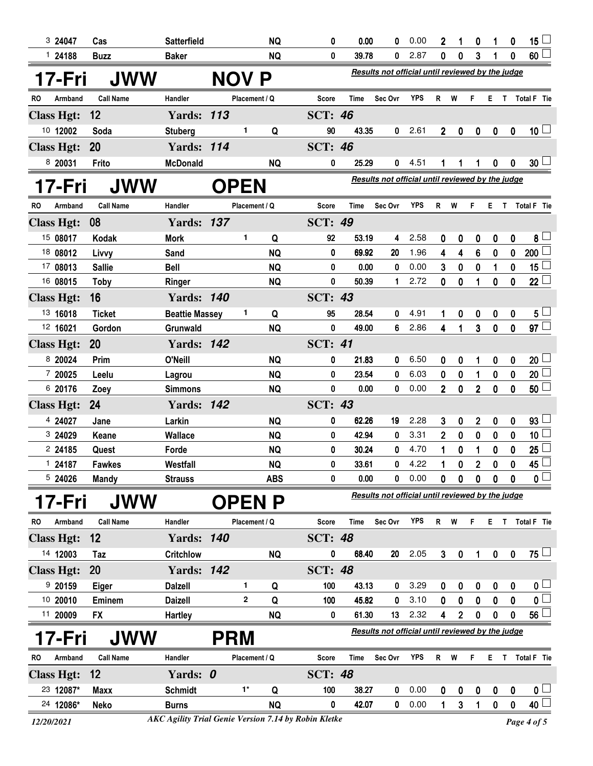| RO | Armband | Call Name | Handler | Placement / Q | | Score | Time | Sec Ovr | YPS | R | W | F | E | T | Total F | Tie |
|---|---|---|---|---|---|---|---|---|---|---|---|---|---|---|---|---|
| 3 | 24047 | Cas | Satterfield | | NQ | 0 | 0.00 | 0 | 0.00 | 2 | 1 | 0 | 1 | 0 | 15 | ☐ |
| 1 | 24188 | Buzz | Baker | | NQ | 0 | 39.78 | 0 | 2.87 | 0 | 0 | 3 | 1 | 0 | 60 | ☐ |

## 17-Fri JWW NOV P

*Results not official until reviewed by the judge*

| RO | Armband | Call Name | Handler | Placement / Q | | Score | Time | Sec Ovr | YPS | R | W | F | E | T | Total F | Tie |
|---|---|---|---|---|---|---|---|---|---|---|---|---|---|---|---|---|
| **Class Hgt: 12** | | | **Yards: 113** | | | **SCT: 46** | | | | | | | | | | |
| 10 | 12002 | Soda | Stuberg | 1 | Q | 90 | 43.35 | 0 | 2.61 | 2 | 0 | 0 | 0 | 0 | 10 | ☐ |
| **Class Hgt: 20** | | | **Yards: 114** | | | **SCT: 46** | | | | | | | | | | |
| 8 | 20031 | Frito | McDonald | | NQ | 0 | 25.29 | 0 | 4.51 | 1 | 1 | 1 | 0 | 0 | 30 | ☐ |

## 17-Fri JWW OPEN

*Results not official until reviewed by the judge*

| RO | Armband | Call Name | Handler | Placement / Q | | Score | Time | Sec Ovr | YPS | R | W | F | E | T | Total F | Tie |
|---|---|---|---|---|---|---|---|---|---|---|---|---|---|---|---|---|
| **Class Hgt: 08** | | | **Yards: 137** | | | **SCT: 49** | | | | | | | | | | |
| 15 | 08017 | Kodak | Mork | 1 | Q | 92 | 53.19 | 4 | 2.58 | 0 | 0 | 0 | 0 | 0 | 8 | ☐ |
| 18 | 08012 | Livvy | Sand | | NQ | 0 | 69.92 | 20 | 1.96 | 4 | 4 | 6 | 0 | 0 | 200 | ☐ |
| 17 | 08013 | Sallie | Bell | | NQ | 0 | 0.00 | 0 | 0.00 | 3 | 0 | 0 | 1 | 0 | 15 | ☐ |
| 16 | 08015 | Toby | Ringer | | NQ | 0 | 50.39 | 1 | 2.72 | 0 | 0 | 1 | 0 | 0 | 22 | ☐ |
| **Class Hgt: 16** | | | **Yards: 140** | | | **SCT: 43** | | | | | | | | | | |
| 13 | 16018 | Ticket | Beattie Massey | 1 | Q | 95 | 28.54 | 0 | 4.91 | 1 | 0 | 0 | 0 | 0 | 5 | ☐ |
| 12 | 16021 | Gordon | Grunwald | | NQ | 0 | 49.00 | 6 | 2.86 | 4 | 1 | 3 | 0 | 0 | 97 | ☐ |
| **Class Hgt: 20** | | | **Yards: 142** | | | **SCT: 41** | | | | | | | | | | |
| 8 | 20024 | Prim | O'Neill | | NQ | 0 | 21.83 | 0 | 6.50 | 0 | 0 | 1 | 0 | 0 | 20 | ☐ |
| 7 | 20025 | Leelu | Lagrou | | NQ | 0 | 23.54 | 0 | 6.03 | 0 | 0 | 1 | 0 | 0 | 20 | ☐ |
| 6 | 20176 | Zoey | Simmons | | NQ | 0 | 0.00 | 0 | 0.00 | 2 | 0 | 2 | 0 | 0 | 50 | ☐ |
| **Class Hgt: 24** | | | **Yards: 142** | | | **SCT: 43** | | | | | | | | | | |
| 4 | 24027 | Jane | Larkin | | NQ | 0 | 62.26 | 19 | 2.28 | 3 | 0 | 2 | 0 | 0 | 93 | ☐ |
| 3 | 24029 | Keane | Wallace | | NQ | 0 | 42.94 | 0 | 3.31 | 2 | 0 | 0 | 0 | 0 | 10 | ☐ |
| 2 | 24185 | Quest | Forde | | NQ | 0 | 30.24 | 0 | 4.70 | 1 | 0 | 1 | 0 | 0 | 25 | ☐ |
| 1 | 24187 | Fawkes | Westfall | | NQ | 0 | 33.61 | 0 | 4.22 | 1 | 0 | 2 | 0 | 0 | 45 | ☐ |
| 5 | 24026 | Mandy | Strauss | | ABS | 0 | 0.00 | 0 | 0.00 | 0 | 0 | 0 | 0 | 0 | 0 | ☐ |

## 17-Fri JWW OPEN P

*Results not official until reviewed by the judge*

| RO | Armband | Call Name | Handler | Placement / Q | | Score | Time | Sec Ovr | YPS | R | W | F | E | T | Total F | Tie |
|---|---|---|---|---|---|---|---|---|---|---|---|---|---|---|---|---|
| **Class Hgt: 12** | | | **Yards: 140** | | | **SCT: 48** | | | | | | | | | | |
| 14 | 12003 | Taz | Critchlow | | NQ | 0 | 68.40 | 20 | 2.05 | 3 | 0 | 1 | 0 | 0 | 75 | ☐ |
| **Class Hgt: 20** | | | **Yards: 142** | | | **SCT: 48** | | | | | | | | | | |
| 9 | 20159 | Eiger | Dalzell | 1 | Q | 100 | 43.13 | 0 | 3.29 | 0 | 0 | 0 | 0 | 0 | 0 | ☐ |
| 10 | 20010 | Eminem | Daizell | 2 | Q | 100 | 45.82 | 0 | 3.10 | 0 | 0 | 0 | 0 | 0 | 0 | ☐ |
| 11 | 20009 | FX | Hartley | | NQ | 0 | 61.30 | 13 | 2.32 | 4 | 2 | 0 | 0 | 0 | 56 | ☐ |

## 17-Fri JWW PRM

*Results not official until reviewed by the judge*

| RO | Armband | Call Name | Handler | Placement / Q | | Score | Time | Sec Ovr | YPS | R | W | F | E | T | Total F | Tie |
|---|---|---|---|---|---|---|---|---|---|---|---|---|---|---|---|---|
| **Class Hgt: 12** | | | **Yards: 0** | | | **SCT: 48** | | | | | | | | | | |
| 23 | 12087* | Maxx | Schmidt | 1* | Q | 100 | 38.27 | 0 | 0.00 | 0 | 0 | 0 | 0 | 0 | 0 | ☐ |
| 24 | 12086* | Neko | Burns | | NQ | 0 | 42.07 | 0 | 0.00 | 1 | 3 | 1 | 0 | 0 | 40 | ☐ |

12/20/2021 — *AKC Agility Trial Genie Version 7.14 by Robin Kletke*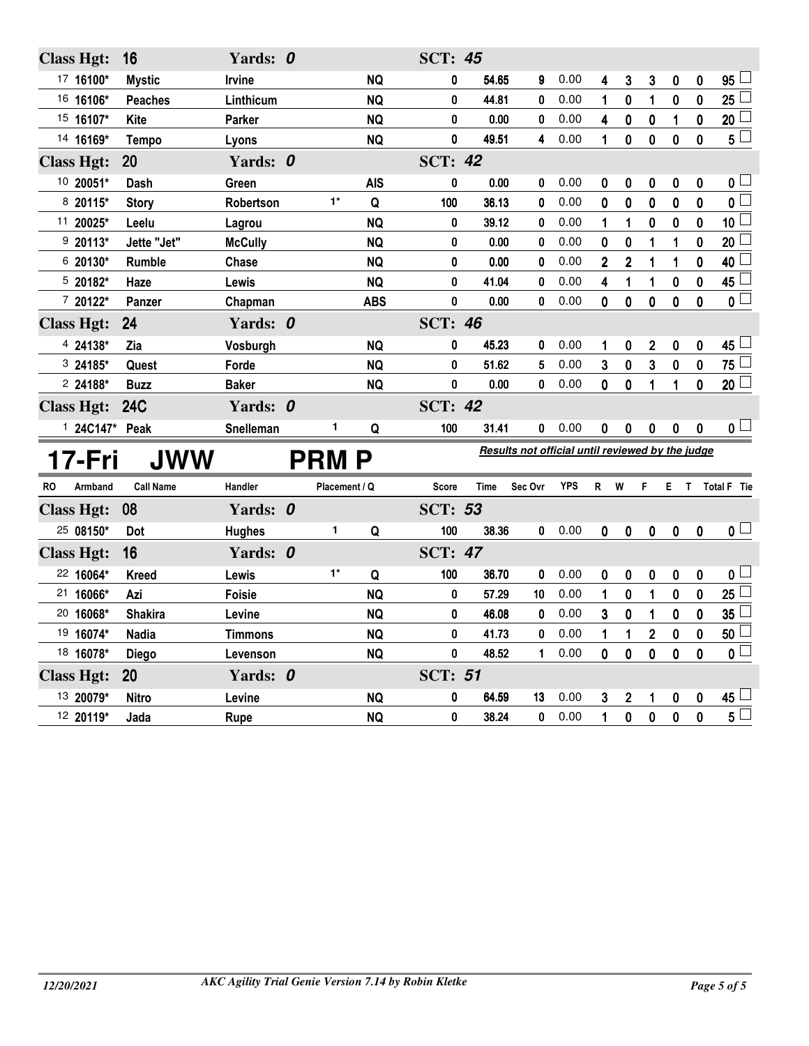| RO | Armband | Call Name | Handler | Placement | Q | Score | Time | Sec Ovr | YPS | R | W | F | E | T | Total F | Tie |
|---|---|---|---|---|---|---|---|---|---|---|---|---|---|---|---|---|
| **Class Hgt: 16** | | | **Yards: 0** | | | **SCT: 45** | | | | | | | | | | |
| 17 | 16100* | Mystic | Irvine | | NQ | 0 | 54.65 | 9 | 0.00 | 4 | 3 | 3 | 0 | 0 | 95 | ☐ |
| 16 | 16106* | Peaches | Linthicum | | NQ | 0 | 44.81 | 0 | 0.00 | 1 | 0 | 1 | 0 | 0 | 25 | ☐ |
| 15 | 16107* | Kite | Parker | | NQ | 0 | 0.00 | 0 | 0.00 | 4 | 0 | 0 | 1 | 0 | 20 | ☐ |
| 14 | 16169* | Tempo | Lyons | | NQ | 0 | 49.51 | 4 | 0.00 | 1 | 0 | 0 | 0 | 0 | 5 | ☐ |
| **Class Hgt: 20** | | | **Yards: 0** | | | **SCT: 42** | | | | | | | | | | |
| 10 | 20051* | Dash | Green | | AIS | 0 | 0.00 | 0 | 0.00 | 0 | 0 | 0 | 0 | 0 | 0 | ☐ |
| 8 | 20115* | Story | Robertson | 1* | Q | 100 | 36.13 | 0 | 0.00 | 0 | 0 | 0 | 0 | 0 | 0 | ☐ |
| 11 | 20025* | Leelu | Lagrou | | NQ | 0 | 39.12 | 0 | 0.00 | 1 | 1 | 0 | 0 | 0 | 10 | ☐ |
| 9 | 20113* | Jette "Jet" | McCully | | NQ | 0 | 0.00 | 0 | 0.00 | 0 | 0 | 1 | 1 | 0 | 20 | ☐ |
| 6 | 20130* | Rumble | Chase | | NQ | 0 | 0.00 | 0 | 0.00 | 2 | 2 | 1 | 1 | 0 | 40 | ☐ |
| 5 | 20182* | Haze | Lewis | | NQ | 0 | 41.04 | 0 | 0.00 | 4 | 1 | 1 | 0 | 0 | 45 | ☐ |
| 7 | 20122* | Panzer | Chapman | | ABS | 0 | 0.00 | 0 | 0.00 | 0 | 0 | 0 | 0 | 0 | 0 | ☐ |
| **Class Hgt: 24** | | | **Yards: 0** | | | **SCT: 46** | | | | | | | | | | |
| 4 | 24138* | Zia | Vosburgh | | NQ | 0 | 45.23 | 0 | 0.00 | 1 | 0 | 2 | 0 | 0 | 45 | ☐ |
| 3 | 24185* | Quest | Forde | | NQ | 0 | 51.62 | 5 | 0.00 | 3 | 0 | 3 | 0 | 0 | 75 | ☐ |
| 2 | 24188* | Buzz | Baker | | NQ | 0 | 0.00 | 0 | 0.00 | 0 | 0 | 1 | 1 | 0 | 20 | ☐ |
| **Class Hgt: 24C** | | | **Yards: 0** | | | **SCT: 42** | | | | | | | | | | |
| 1 | 24C147* | Peak | Snelleman | 1 | Q | 100 | 31.41 | 0 | 0.00 | 0 | 0 | 0 | 0 | 0 | 0 | ☐ |

# 17-Fri JWW PRM P

*Results not official until reviewed by the judge*

| RO | Armband | Call Name | Handler | Placement | Q | Score | Time | Sec Ovr | YPS | R | W | F | E | T | Total F | Tie |
|---|---|---|---|---|---|---|---|---|---|---|---|---|---|---|---|---|
| **Class Hgt: 08** | | | **Yards: 0** | | | **SCT: 53** | | | | | | | | | | |
| 25 | 08150* | Dot | Hughes | 1 | Q | 100 | 38.36 | 0 | 0.00 | 0 | 0 | 0 | 0 | 0 | 0 | ☐ |
| **Class Hgt: 16** | | | **Yards: 0** | | | **SCT: 47** | | | | | | | | | | |
| 22 | 16064* | Kreed | Lewis | 1* | Q | 100 | 36.70 | 0 | 0.00 | 0 | 0 | 0 | 0 | 0 | 0 | ☐ |
| 21 | 16066* | Azi | Foisie | | NQ | 0 | 57.29 | 10 | 0.00 | 1 | 0 | 1 | 0 | 0 | 25 | ☐ |
| 20 | 16068* | Shakira | Levine | | NQ | 0 | 46.08 | 0 | 0.00 | 3 | 0 | 1 | 0 | 0 | 35 | ☐ |
| 19 | 16074* | Nadia | Timmons | | NQ | 0 | 41.73 | 0 | 0.00 | 1 | 1 | 2 | 0 | 0 | 50 | ☐ |
| 18 | 16078* | Diego | Levenson | | NQ | 0 | 48.52 | 1 | 0.00 | 0 | 0 | 0 | 0 | 0 | 0 | ☐ |
| **Class Hgt: 20** | | | **Yards: 0** | | | **SCT: 51** | | | | | | | | | | |
| 13 | 20079* | Nitro | Levine | | NQ | 0 | 64.59 | 13 | 0.00 | 3 | 2 | 1 | 0 | 0 | 45 | ☐ |
| 12 | 20119* | Jada | Rupe | | NQ | 0 | 38.24 | 0 | 0.00 | 1 | 0 | 0 | 0 | 0 | 5 | ☐ |

12/20/2021 — AKC Agility Trial Genie Version 7.14 by Robin Kletke